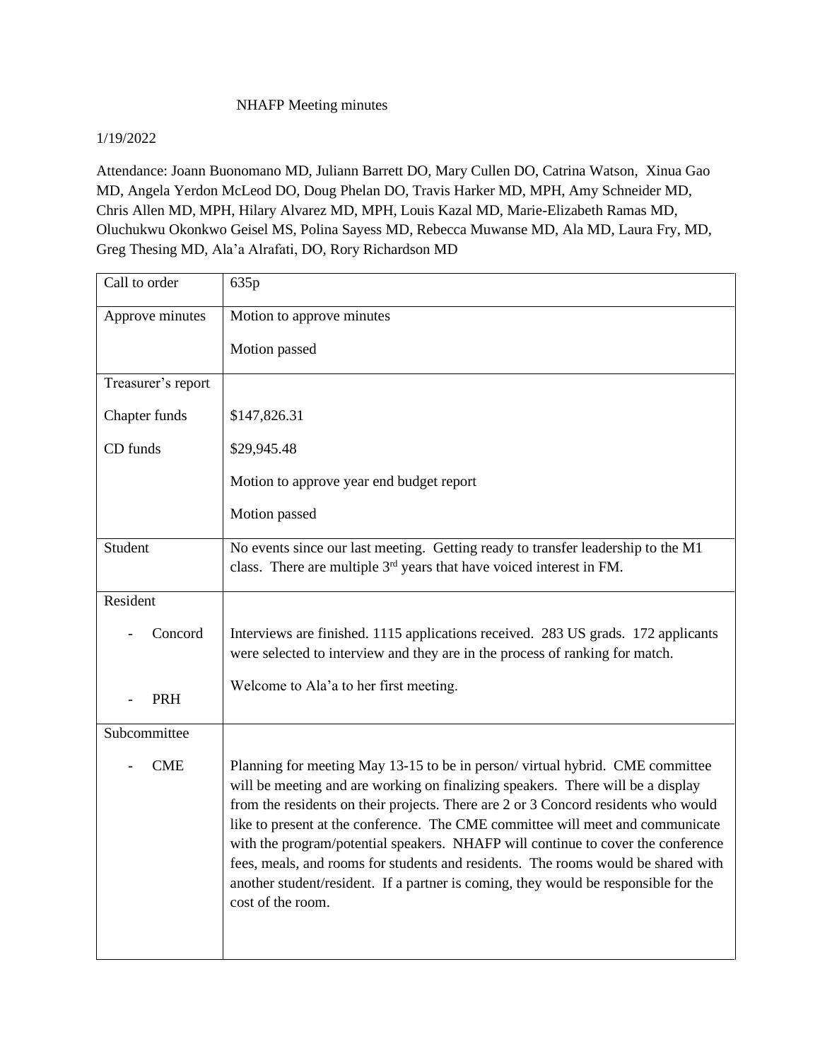# NHAFP Meeting minutes

1/19/2022

Attendance: Joann Buonomano MD, Juliann Barrett DO, Mary Cullen DO, Catrina Watson, Xinua Gao MD, Angela Yerdon McLeod DO, Doug Phelan DO, Travis Harker MD, MPH, Amy Schneider MD, Chris Allen MD, MPH, Hilary Alvarez MD, MPH, Louis Kazal MD, Marie-Elizabeth Ramas MD, Oluchukwu Okonkwo Geisel MS, Polina Sayess MD, Rebecca Muwanse MD, Ala MD, Laura Fry, MD, Greg Thesing MD, Ala'a Alrafati, DO, Rory Richardson MD

| | |
|---|---|
| Call to order | 635p |
| Approve minutes | Motion to approve minutes<br><br>Motion passed |
| Treasurer's report<br><br>Chapter funds<br><br>CD funds | <br><br>$147,826.31<br><br>$29,945.48<br><br>Motion to approve year end budget report<br><br>Motion passed |
| Student | No events since our last meeting. Getting ready to transfer leadership to the M1 class. There are multiple 3rd years that have voiced interest in FM. |
| Resident<br><br>- Concord<br><br>- PRH | <br><br>Interviews are finished. 1115 applications received. 283 US grads. 172 applicants were selected to interview and they are in the process of ranking for match.<br><br>Welcome to Ala'a to her first meeting. |
| Subcommittee<br><br>- CME | <br><br>Planning for meeting May 13-15 to be in person/ virtual hybrid. CME committee will be meeting and are working on finalizing speakers. There will be a display from the residents on their projects. There are 2 or 3 Concord residents who would like to present at the conference. The CME committee will meet and communicate with the program/potential speakers. NHAFP will continue to cover the conference fees, meals, and rooms for students and residents. The rooms would be shared with another student/resident. If a partner is coming, they would be responsible for the cost of the room. |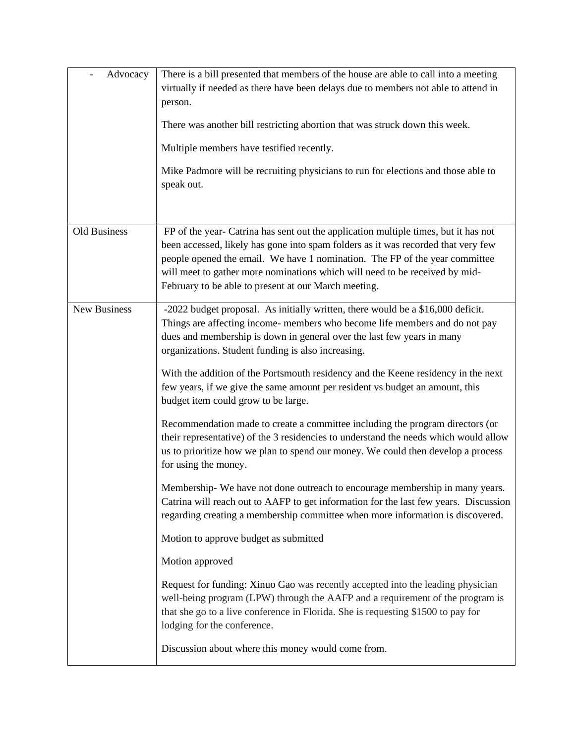| | |
|---|---|
| - Advocacy | There is a bill presented that members of the house are able to call into a meeting virtually if needed as there have been delays due to members not able to attend in person.<br><br>There was another bill restricting abortion that was struck down this week.<br><br>Multiple members have testified recently.<br><br>Mike Padmore will be recruiting physicians to run for elections and those able to speak out. |
| Old Business | FP of the year- Catrina has sent out the application multiple times, but it has not been accessed, likely has gone into spam folders as it was recorded that very few people opened the email. We have 1 nomination. The FP of the year committee will meet to gather more nominations which will need to be received by mid-February to be able to present at our March meeting. |
| New Business | -2022 budget proposal. As initially written, there would be a $16,000 deficit. Things are affecting income- members who become life members and do not pay dues and membership is down in general over the last few years in many organizations. Student funding is also increasing.<br><br>With the addition of the Portsmouth residency and the Keene residency in the next few years, if we give the same amount per resident vs budget an amount, this budget item could grow to be large.<br><br>Recommendation made to create a committee including the program directors (or their representative) of the 3 residencies to understand the needs which would allow us to prioritize how we plan to spend our money. We could then develop a process for using the money.<br><br>Membership- We have not done outreach to encourage membership in many years. Catrina will reach out to AAFP to get information for the last few years. Discussion regarding creating a membership committee when more information is discovered.<br><br>Motion to approve budget as submitted<br><br>Motion approved<br><br>Request for funding: Xinuo Gao was recently accepted into the leading physician well-being program (LPW) through the AAFP and a requirement of the program is that she go to a live conference in Florida. She is requesting $1500 to pay for lodging for the conference.<br><br>Discussion about where this money would come from. |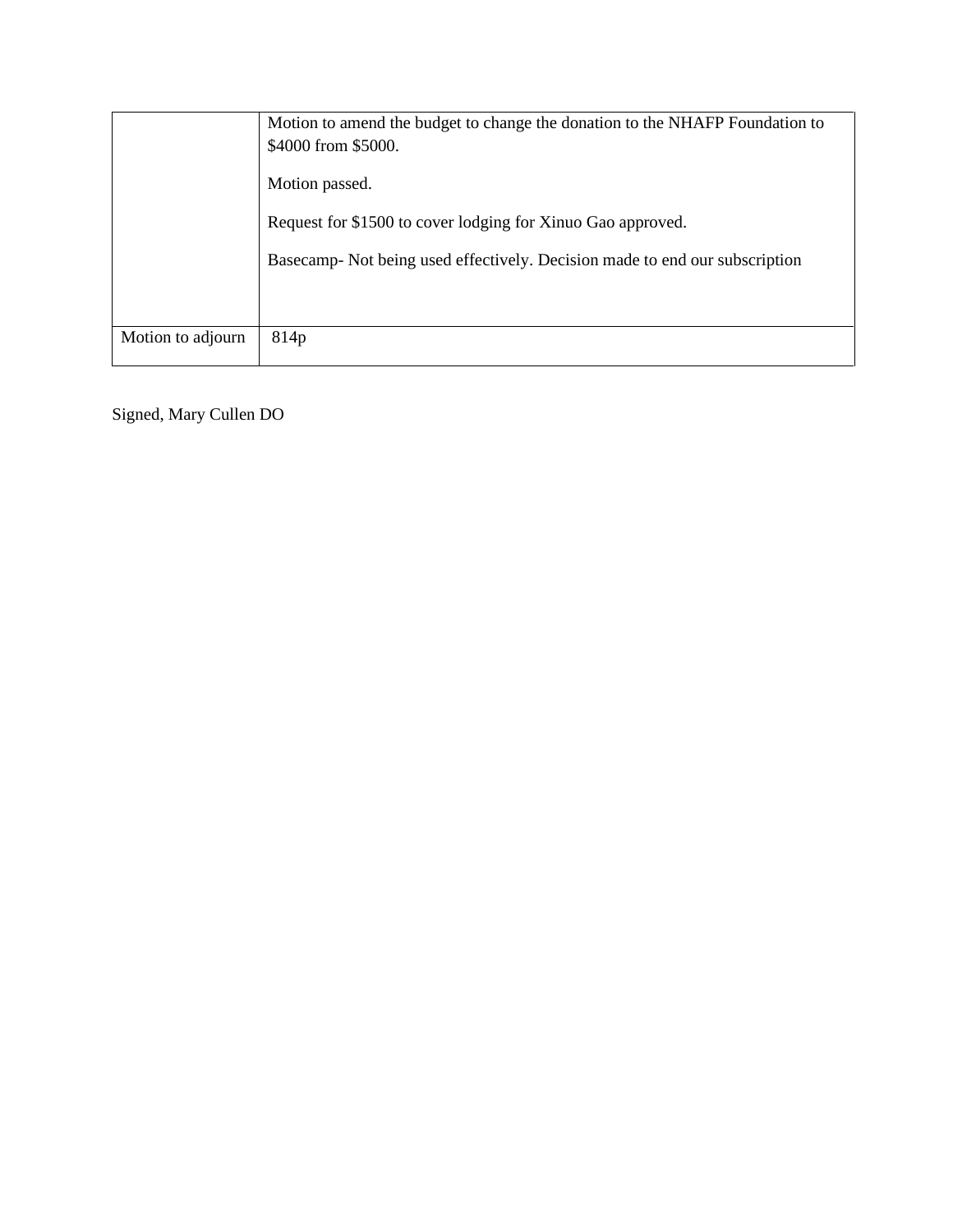| | |
|---|---|
| | Motion to amend the budget to change the donation to the NHAFP Foundation to \$4000 from \$5000.<br><br>Motion passed.<br><br>Request for \$1500 to cover lodging for Xinuo Gao approved.<br><br>Basecamp- Not being used effectively. Decision made to end our subscription |
| Motion to adjourn | 814p |

Signed, Mary Cullen DO